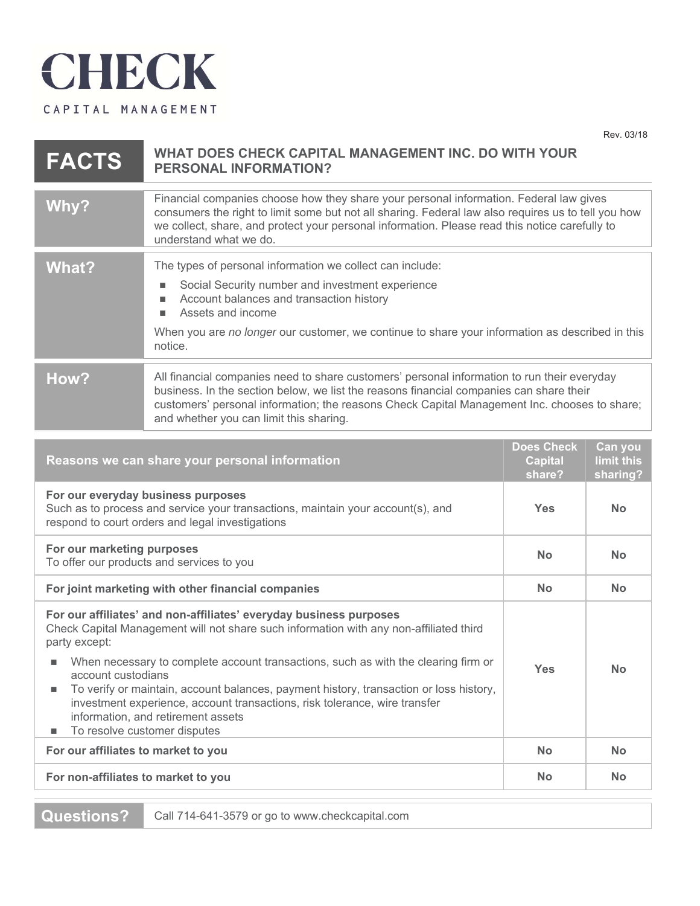# CHECK

CAPITAL MANAGEMENT

Rev. 03/18

| FACTS | WHAT DOES CHECK CAPITAL MANAGEMENT INC. DO WITH YOUR PERSONAL INFORMATION? |
|---|---|

| | |
|---|---|
| **Why?** | Financial companies choose how they share your personal information. Federal law gives consumers the right to limit some but not all sharing. Federal law also requires us to tell you how we collect, share, and protect your personal information. Please read this notice carefully to understand what we do. |
| **What?** | The types of personal information we collect can include: <br> ■ Social Security number and investment experience <br> ■ Account balances and transaction history <br> ■ Assets and income <br><br> When you are *no longer* our customer, we continue to share your information as described in this notice. |
| **How?** | All financial companies need to share customers' personal information to run their everyday business. In the section below, we list the reasons financial companies can share their customers' personal information; the reasons Check Capital Management Inc. chooses to share; and whether you can limit this sharing. |

| Reasons we can share your personal information | Does Check Capital share? | Can you limit this sharing? |
|---|---|---|
| **For our everyday business purposes** <br> Such as to process and service your transactions, maintain your account(s), and respond to court orders and legal investigations | Yes | No |
| **For our marketing purposes** <br> To offer our products and services to you | No | No |
| **For joint marketing with other financial companies** | No | No |
| **For our affiliates' and non-affiliates' everyday business purposes** <br> Check Capital Management will not share such information with any non-affiliated third party except: <br> ■ When necessary to complete account transactions, such as with the clearing firm or account custodians <br> ■ To verify or maintain, account balances, payment history, transaction or loss history, investment experience, account transactions, risk tolerance, wire transfer information, and retirement assets <br> ■ To resolve customer disputes | Yes | No |
| **For our affiliates to market to you** | No | No |
| **For non-affiliates to market to you** | No | No |

| | |
|---|---|
| **Questions?** | Call 714-641-3579 or go to www.checkcapital.com |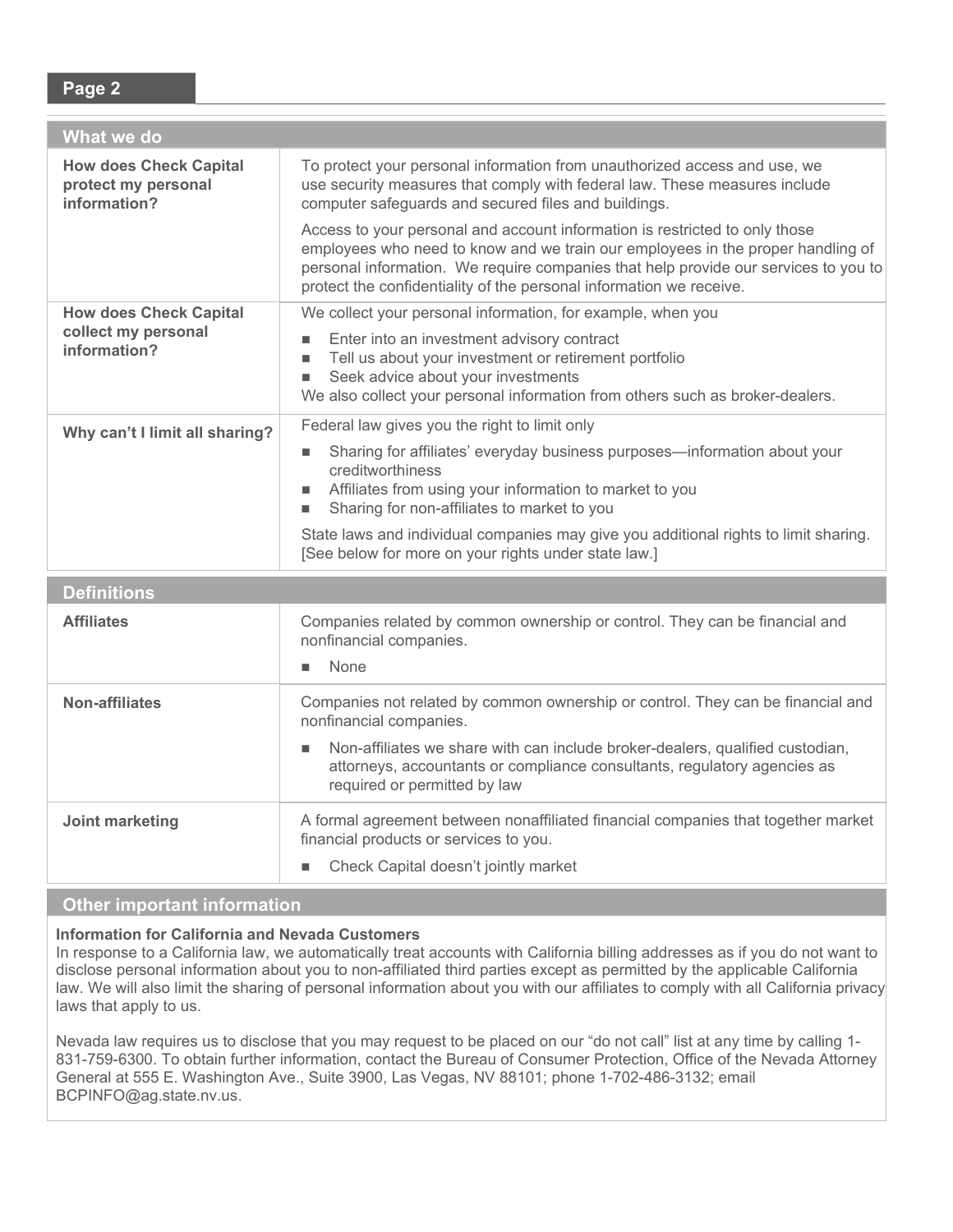## What we do

| | |
|---|---|
| **How does Check Capital protect my personal information?** | To protect your personal information from unauthorized access and use, we use security measures that comply with federal law. These measures include computer safeguards and secured files and buildings.<br><br>Access to your personal and account information is restricted to only those employees who need to know and we train our employees in the proper handling of personal information. We require companies that help provide our services to you to protect the confidentiality of the personal information we receive. |
| **How does Check Capital collect my personal information?** | We collect your personal information, for example, when you<br>■ Enter into an investment advisory contract<br>■ Tell us about your investment or retirement portfolio<br>■ Seek advice about your investments<br>We also collect your personal information from others such as broker-dealers. |
| **Why can't I limit all sharing?** | Federal law gives you the right to limit only<br>■ Sharing for affiliates' everyday business purposes—information about your creditworthiness<br>■ Affiliates from using your information to market to you<br>■ Sharing for non-affiliates to market to you<br><br>State laws and individual companies may give you additional rights to limit sharing. [See below for more on your rights under state law.] |

## Definitions

| | |
|---|---|
| **Affiliates** | Companies related by common ownership or control. They can be financial and nonfinancial companies.<br>■ None |
| **Non-affiliates** | Companies not related by common ownership or control. They can be financial and nonfinancial companies.<br>■ Non-affiliates we share with can include broker-dealers, qualified custodian, attorneys, accountants or compliance consultants, regulatory agencies as required or permitted by law |
| **Joint marketing** | A formal agreement between nonaffiliated financial companies that together market financial products or services to you.<br>■ Check Capital doesn't jointly market |

## Other important information

**Information for California and Nevada Customers**

In response to a California law, we automatically treat accounts with California billing addresses as if you do not want to disclose personal information about you to non-affiliated third parties except as permitted by the applicable California law. We will also limit the sharing of personal information about you with our affiliates to comply with all California privacy laws that apply to us.

Nevada law requires us to disclose that you may request to be placed on our "do not call" list at any time by calling 1-831-759-6300. To obtain further information, contact the Bureau of Consumer Protection, Office of the Nevada Attorney General at 555 E. Washington Ave., Suite 3900, Las Vegas, NV 88101; phone 1-702-486-3132; email BCPINFO@ag.state.nv.us.